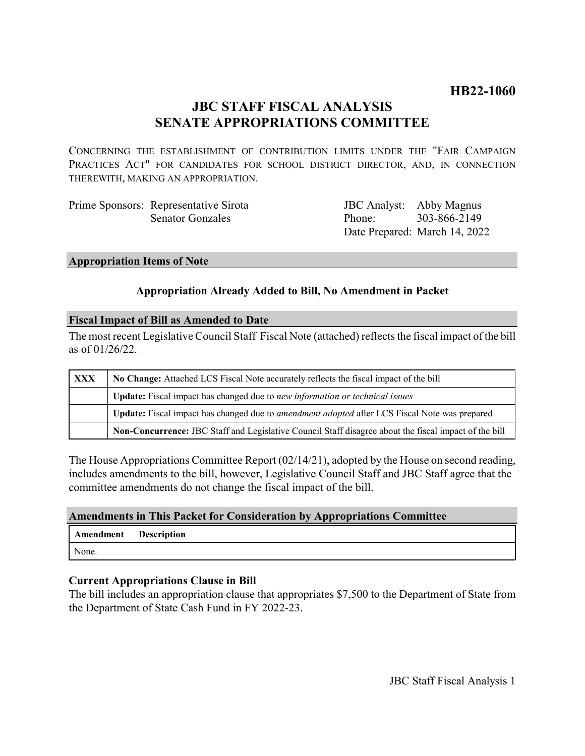**HB22-1060**

# JBC STAFF FISCAL ANALYSIS
# SENATE APPROPRIATIONS COMMITTEE

CONCERNING THE ESTABLISHMENT OF CONTRIBUTION LIMITS UNDER THE "FAIR CAMPAIGN PRACTICES ACT" FOR CANDIDATES FOR SCHOOL DISTRICT DIRECTOR, AND, IN CONNECTION THEREWITH, MAKING AN APPROPRIATION.

Prime Sponsors: Representative Sirota
Senator Gonzales

JBC Analyst: Abby Magnus
Phone: 303-866-2149
Date Prepared: March 14, 2022

## Appropriation Items of Note

**Appropriation Already Added to Bill, No Amendment in Packet**

## Fiscal Impact of Bill as Amended to Date

The most recent Legislative Council Staff Fiscal Note (attached) reflects the fiscal impact of the bill as of 01/26/22.

| | |
|---|---|
| **XXX** | **No Change:** Attached LCS Fiscal Note accurately reflects the fiscal impact of the bill |
| | **Update:** Fiscal impact has changed due to *new information or technical issues* |
| | **Update:** Fiscal impact has changed due to *amendment adopted* after LCS Fiscal Note was prepared |
| | **Non-Concurrence:** JBC Staff and Legislative Council Staff disagree about the fiscal impact of the bill |

The House Appropriations Committee Report (02/14/21), adopted by the House on second reading, includes amendments to the bill, however, Legislative Council Staff and JBC Staff agree that the committee amendments do not change the fiscal impact of the bill.

## Amendments in This Packet for Consideration by Appropriations Committee

| Amendment | Description |
|---|---|
| None. | |

### Current Appropriations Clause in Bill

The bill includes an appropriation clause that appropriates $7,500 to the Department of State from the Department of State Cash Fund in FY 2022-23.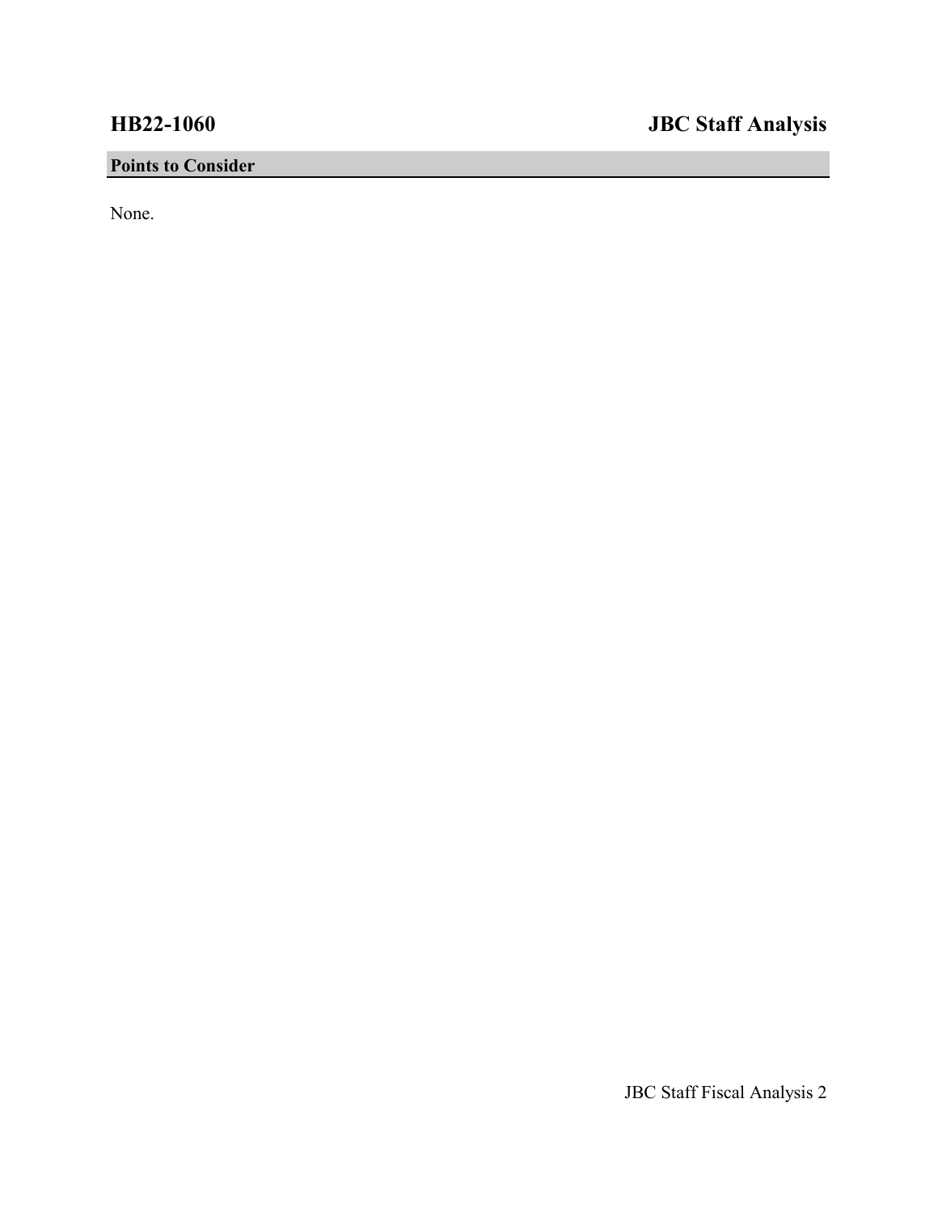## Points to Consider

None.